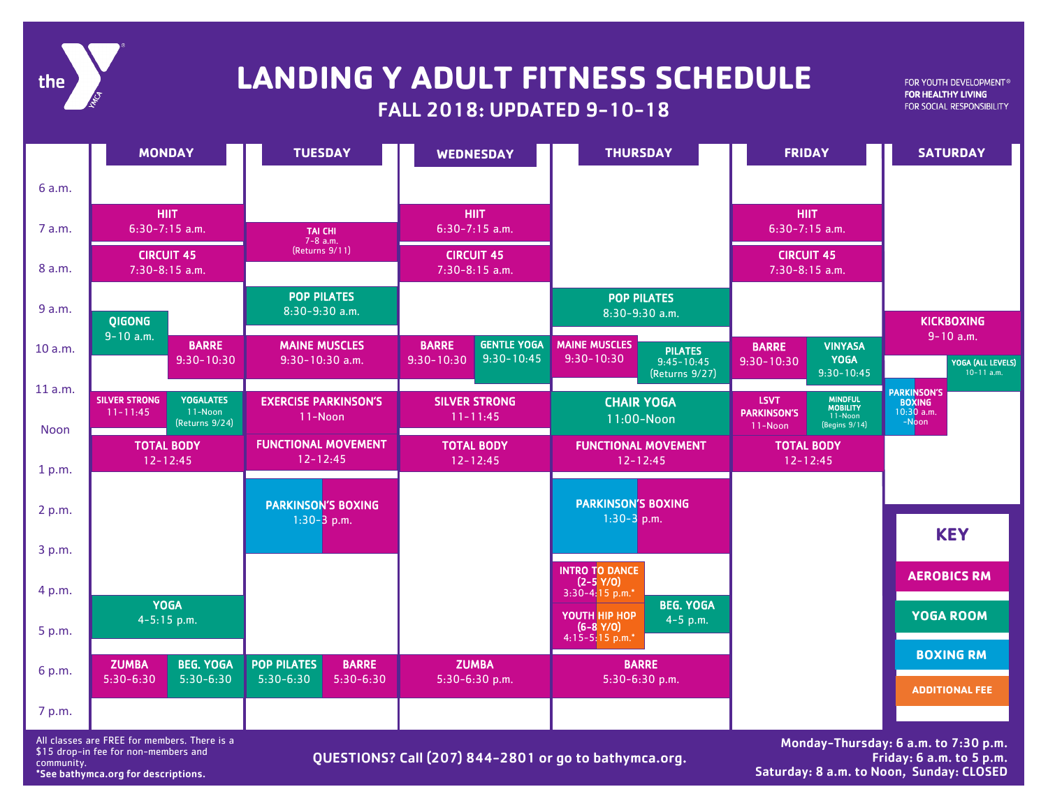# LANDING Y ADULT FITNESS SCHEDULE

## FALL 2018: UPDATED 9-10-18

FOR YOUTH DEVELOPMENT®
FOR HEALTHY LIVING
FOR SOCIAL RESPONSIBILITY

| MONDAY | TUESDAY | WEDNESDAY | THURSDAY | FRIDAY | SATURDAY |
|---|---|---|---|---|---|
| HIIT 6:30-7:15 a.m. | TAI CHI 7-8 a.m. (Returns 9/11) | HIIT 6:30-7:15 a.m. | | HIIT 6:30-7:15 a.m. | |
| CIRCUIT 45 7:30-8:15 a.m. | | CIRCUIT 45 7:30-8:15 a.m. | | CIRCUIT 45 7:30-8:15 a.m. | |
| | POP PILATES 8:30-9:30 a.m. | | POP PILATES 8:30-9:30 a.m. | | |
| QIGONG 9-10 a.m. | | | | | KICKBOXING 9-10 a.m. |
| BARRE 9:30-10:30 | MAINE MUSCLES 9:30-10:30 a.m. | BARRE 9:30-10:30 | MAINE MUSCLES 9:30-10:30 | BARRE 9:30-10:30 | YOGA (ALL LEVELS) 10-11 a.m. |
| | | GENTLE YOGA 9:30-10:45 | PILATES 9:45-10:45 (Returns 9/27) | VINYASA YOGA 9:30-10:45 | PARKINSON'S BOXING 10:30 a.m.-Noon |
| SILVER STRONG 11-11:45 | EXERCISE PARKINSON'S 11-Noon | SILVER STRONG 11-11:45 | CHAIR YOGA 11:00-Noon | LSVT PARKINSON'S 11-Noon | |
| YOGALATES 11-Noon (Returns 9/24) | | | | MINDFUL MOBILITY 11-Noon (Begins 9/14) | |
| TOTAL BODY 12-12:45 | FUNCTIONAL MOVEMENT 12-12:45 | TOTAL BODY 12-12:45 | FUNCTIONAL MOVEMENT 12-12:45 | TOTAL BODY 12-12:45 | |
| | PARKINSON'S BOXING 1:30-3 p.m. | | PARKINSON'S BOXING 1:30-3 p.m. | | |
| | | | INTRO TO DANCE (2-5 Y/O) 3:30-4:15 p.m.* | | |
| YOGA 4-5:15 p.m. | | | YOUTH HIP HOP (6-8 Y/O) 4:15-5:15 p.m.* | | |
| | | | BEG. YOGA 4-5 p.m. | | |
| ZUMBA 5:30-6:30 | POP PILATES 5:30-6:30 | ZUMBA 5:30-6:30 p.m. | BARRE 5:30-6:30 p.m. | | |
| BEG. YOGA 5:30-6:30 | BARRE 5:30-6:30 | | | | |

**KEY**
- AEROBICS RM
- YOGA ROOM
- BOXING RM
- ADDITIONAL FEE

All classes are FREE for members. There is a $15 drop-in fee for non-members and community.
*See bathymca.org for descriptions.

QUESTIONS? Call (207) 844-2801 or go to bathymca.org.

Monday-Thursday: 6 a.m. to 7:30 p.m.
Friday: 6 a.m. to 5 p.m.
Saturday: 8 a.m. to Noon, Sunday: CLOSED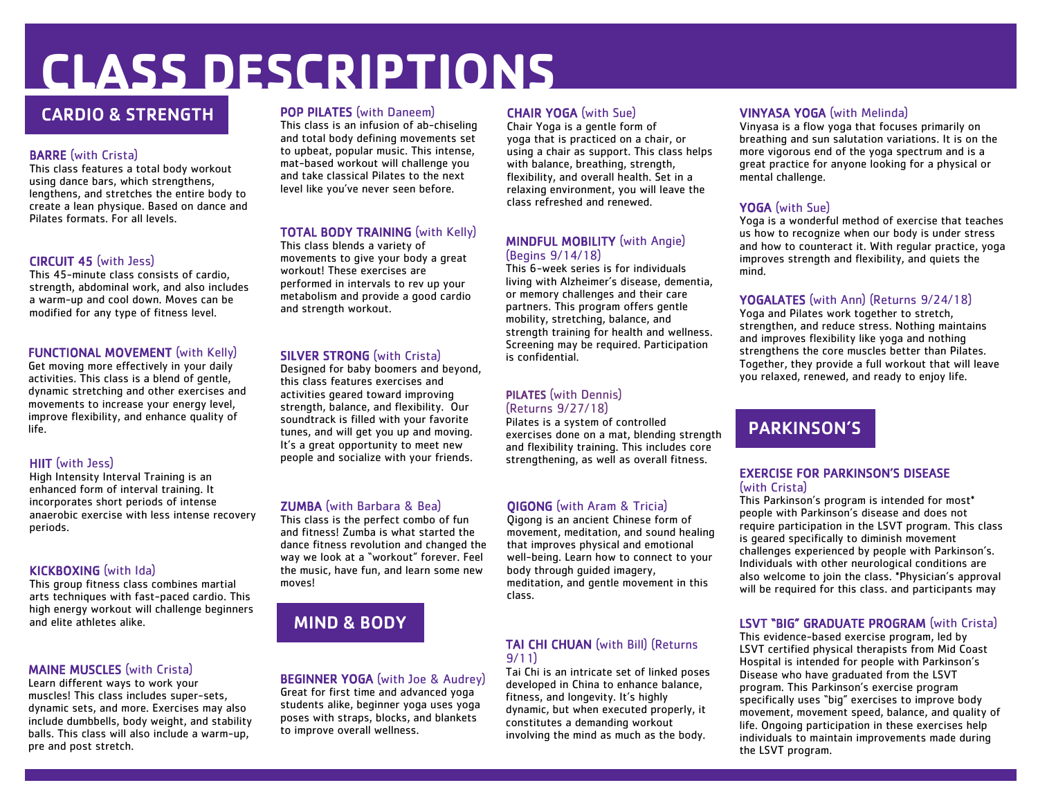# CLASS DESCRIPTIONS

## CARDIO & STRENGTH

### BARRE (with Crista)

This class features a total body workout using dance bars, which strengthens, lengthens, and stretches the entire body to create a lean physique. Based on dance and Pilates formats. For all levels.

### CIRCUIT 45 (with Jess)

This 45-minute class consists of cardio, strength, abdominal work, and also includes a warm-up and cool down. Moves can be modified for any type of fitness level.

### FUNCTIONAL MOVEMENT (with Kelly)

Get moving more effectively in your daily activities. This class is a blend of gentle, dynamic stretching and other exercises and movements to increase your energy level, improve flexibility, and enhance quality of life.

### HIIT (with Jess)

High Intensity Interval Training is an enhanced form of interval training. It incorporates short periods of intense anaerobic exercise with less intense recovery periods.

### KICKBOXING (with Ida)

This group fitness class combines martial arts techniques with fast-paced cardio. This high energy workout will challenge beginners and elite athletes alike.

### MAINE MUSCLES (with Crista)

Learn different ways to work your muscles! This class includes super-sets, dynamic sets, and more. Exercises may also include dumbbells, body weight, and stability balls. This class will also include a warm-up, pre and post stretch.

### POP PILATES (with Daneem)

This class is an infusion of ab-chiseling and total body defining movements set to upbeat, popular music. This intense, mat-based workout will challenge you and take classical Pilates to the next level like you've never seen before.

### TOTAL BODY TRAINING (with Kelly)

This class blends a variety of movements to give your body a great workout! These exercises are performed in intervals to rev up your metabolism and provide a good cardio and strength workout.

### SILVER STRONG (with Crista)

Designed for baby boomers and beyond, this class features exercises and activities geared toward improving strength, balance, and flexibility. Our soundtrack is filled with your favorite tunes, and will get you up and moving. It's a great opportunity to meet new people and socialize with your friends.

### ZUMBA (with Barbara & Bea)

This class is the perfect combo of fun and fitness! Zumba is what started the dance fitness revolution and changed the way we look at a "workout" forever. Feel the music, have fun, and learn some new moves!

## MIND & BODY

### BEGINNER YOGA (with Joe & Audrey)

Great for first time and advanced yoga students alike, beginner yoga uses yoga poses with straps, blocks, and blankets to improve overall wellness.

### CHAIR YOGA (with Sue)

Chair Yoga is a gentle form of yoga that is practiced on a chair, or using a chair as support. This class helps with balance, breathing, strength, flexibility, and overall health. Set in a relaxing environment, you will leave the class refreshed and renewed.

### MINDFUL MOBILITY (with Angie) (Begins 9/14/18)

This 6-week series is for individuals living with Alzheimer's disease, dementia, or memory challenges and their care partners. This program offers gentle mobility, stretching, balance, and strength training for health and wellness. Screening may be required. Participation is confidential.

### PILATES (with Dennis) (Returns 9/27/18)

Pilates is a system of controlled exercises done on a mat, blending strength and flexibility training. This includes core strengthening, as well as overall fitness.

### QIGONG (with Aram & Tricia)

Qigong is an ancient Chinese form of movement, meditation, and sound healing that improves physical and emotional well-being. Learn how to connect to your body through guided imagery, meditation, and gentle movement in this class.

### TAI CHI CHUAN (with Bill) (Returns 9/11)

Tai Chi is an intricate set of linked poses developed in China to enhance balance, fitness, and longevity. It's highly dynamic, but when executed properly, it constitutes a demanding workout involving the mind as much as the body.

### VINYASA YOGA (with Melinda)

Vinyasa is a flow yoga that focuses primarily on breathing and sun salutation variations. It is on the more vigorous end of the yoga spectrum and is a great practice for anyone looking for a physical or mental challenge.

### YOGA (with Sue)

Yoga is a wonderful method of exercise that teaches us how to recognize when our body is under stress and how to counteract it. With regular practice, yoga improves strength and flexibility, and quiets the mind.

### YOGALATES (with Ann) (Returns 9/24/18)

Yoga and Pilates work together to stretch, strengthen, and reduce stress. Nothing maintains and improves flexibility like yoga and nothing strengthens the core muscles better than Pilates. Together, they provide a full workout that will leave you relaxed, renewed, and ready to enjoy life.

## PARKINSON'S

### EXERCISE FOR PARKINSON'S DISEASE (with Crista)

This Parkinson's program is intended for most* people with Parkinson's disease and does not require participation in the LSVT program. This class is geared specifically to diminish movement challenges experienced by people with Parkinson's. Individuals with other neurological conditions are also welcome to join the class. *Physician's approval will be required for this class. and participants may

### LSVT "BIG" GRADUATE PROGRAM (with Crista)

This evidence-based exercise program, led by LSVT certified physical therapists from Mid Coast Hospital is intended for people with Parkinson's Disease who have graduated from the LSVT program. This Parkinson's exercise program specifically uses "big" exercises to improve body movement, movement speed, balance, and quality of life. Ongoing participation in these exercises help individuals to maintain improvements made during the LSVT program.